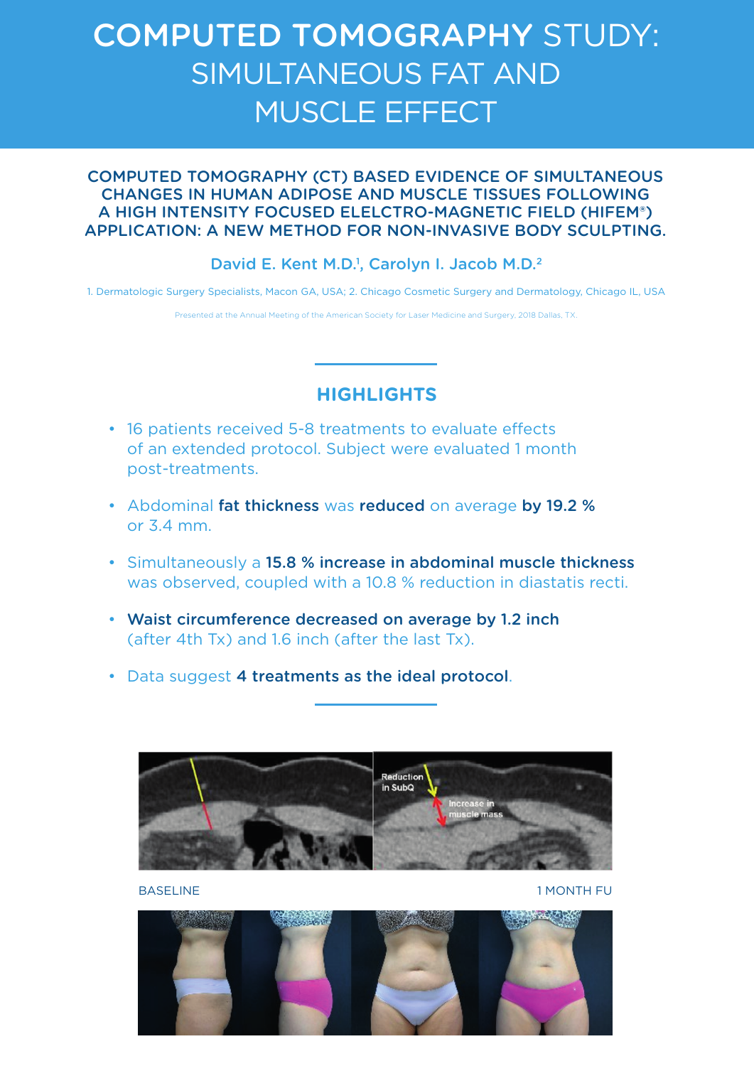# COMPUTED TOMOGRAPHY STUDY: SIMULTANEOUS FAT AND MUSCLE EFFECT

## COMPUTED TOMOGRAPHY (CT) BASED EVIDENCE OF SIMULTANEOUS CHANGES IN HUMAN ADIPOSE AND MUSCLE TISSUES FOLLOWING A HIGH INTENSITY FOCUSED ELELCTRO-MAGNETIC FIELD (HIFEM®) APPLICATION: A NEW METHOD FOR NON-INVASIVE BODY SCULPTING.

David E. Kent M.D.[1], Carolyn I. Jacob M.D.[2]

1. Dermatologic Surgery Specialists, Macon GA, USA; 2. Chicago Cosmetic Surgery and Dermatology, Chicago IL, USA

Presented at the Annual Meeting of the American Society for Laser Medicine and Surgery, 2018 Dallas, TX.

## HIGHLIGHTS

- 16 patients received 5-8 treatments to evaluate effects of an extended protocol. Subject were evaluated 1 month post-treatments.
- Abdominal **fat thickness** was **reduced** on average **by 19.2 %** or 3.4 mm.
- Simultaneously a **15.8 % increase in abdominal muscle thickness** was observed, coupled with a 10.8 % reduction in diastatis recti.
- **Waist circumference decreased on average by 1.2 inch** (after 4th Tx) and 1.6 inch (after the last Tx).
- Data suggest **4 treatments as the ideal protocol**.

BASELINE

1 MONTH FU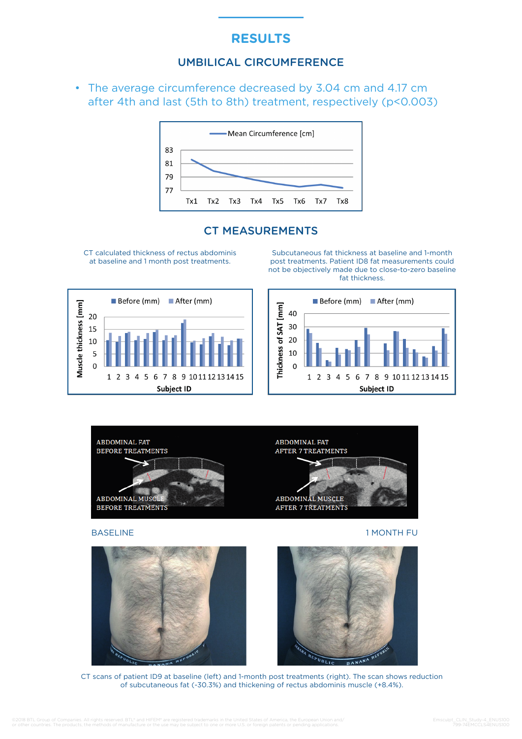# RESULTS

## UMBILICAL CIRCUMFERENCE

- The average circumference decreased by 3.04 cm and 4.17 cm after 4th and last (5th to 8th) treatment, respectively ($p<0.003$)

Mean Circumference [cm]

83
81
79
77

Tx1 Tx2 Tx3 Tx4 Tx5 Tx6 Tx7 Tx8

## CT MEASUREMENTS

CT calculated thickness of rectus abdominis at baseline and 1 month post treatments.

Before (mm) After (mm)

Muscle thickness [mm]

20
15
10
5
0

1 2 3 4 5 6 7 8 9 10 11 12 13 14 15

Subject ID

Subcutaneous fat thickness at baseline and 1-month post treatments. Patient ID8 fat measurements could not be objectively made due to close-to-zero baseline fat thickness.

Before (mm) After (mm)

Thickness of SAT [mm]

40
30
20
10
0

1 2 3 4 5 6 7 8 9 10 11 12 13 14 15

Subject ID

ABDOMINAL FAT
BEFORE TREATMENTS

ABDOMINAL MUSCLE
BEFORE TREATMENTS

ABDOMINAL FAT
AFTER 7 TREATMENTS

ABDOMINAL MUSCLE
AFTER 7 TREATMENTS

BASELINE

1 MONTH FU

CT scans of patient ID9 at baseline (left) and 1-month post treatments (right). The scan shows reduction of subcutaneous fat (-30.3%) and thickening of rectus abdominis muscle (+8.4%).

©2018 BTL Group of Companies. All rights reserved. BTL® and HIFEM® are registered trademarks in the United States of America, the European Union and/or other countries. The products, the methods of manufacture or the use may be subject to one or more U.S. or foreign patents or pending applications.

Emsculpt_CLIN_Study-4_ENUS100
799-74EMCCLS4ENUS100